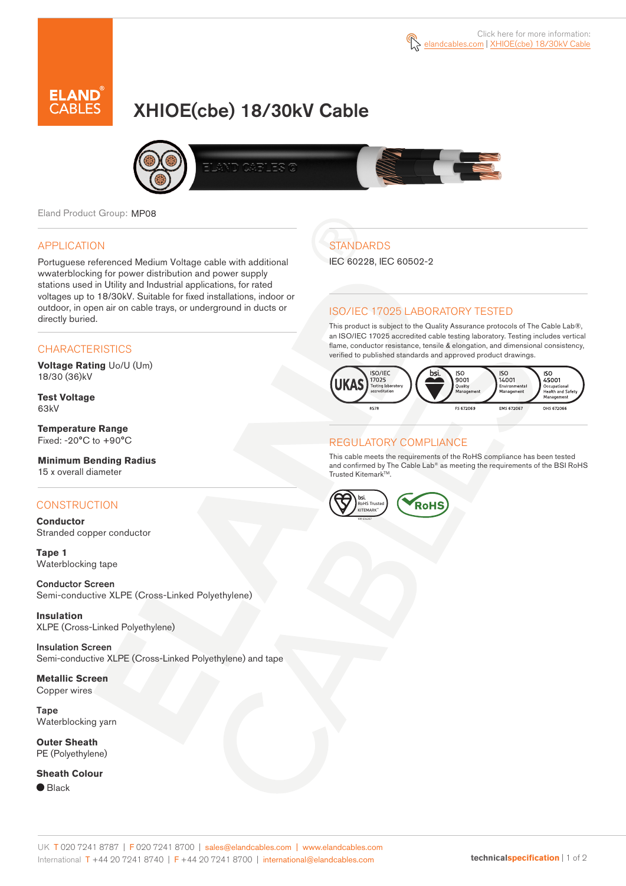Click here for more information: elandcables.com | XHIOE(cbe) 18/30kV Cable

# XHIOE(cbe) 18/30kV Cable

Eland Product Group: MP08

## APPLICATION

Portuguese referenced Medium Voltage cable with additional wwaterblocking for power distribution and power supply stations used in Utility and Industrial applications, for rated voltages up to 18/30kV. Suitable for fixed installations, indoor or outdoor, in open air on cable trays, or underground in ducts or directly buried.

## CHARACTERISTICS

**Voltage Rating** Uo/U (Um)
18/30 (36)kV

**Test Voltage**
63kV

**Temperature Range**
Fixed: -20°C to +90°C

**Minimum Bending Radius**
15 x overall diameter

## CONSTRUCTION

**Conductor**
Stranded copper conductor

**Tape 1**
Waterblocking tape

**Conductor Screen**
Semi-conductive XLPE (Cross-Linked Polyethylene)

**Insulation**
XLPE (Cross-Linked Polyethylene)

**Insulation Screen**
Semi-conductive XLPE (Cross-Linked Polyethylene) and tape

**Metallic Screen**
Copper wires

**Tape**
Waterblocking yarn

**Outer Sheath**
PE (Polyethylene)

**Sheath Colour**
● Black

## STANDARDS

IEC 60228, IEC 60502-2

## ISO/IEC 17025 LABORATORY TESTED

This product is subject to the Quality Assurance protocols of The Cable Lab®, an ISO/IEC 17025 accredited cable testing laboratory. Testing includes vertical flame, conductor resistance, tensile & elongation, and dimensional consistency, verified to published standards and approved product drawings.

UKAS ISO/IEC 17025 Testing laboratory accreditation 8578 | bsi ISO 9001 Quality Management FS 672069 | ISO 14001 Environmental Management EMS 672067 | ISO 45001 Occupational Health and Safety Management OHS 672066

## REGULATORY COMPLIANCE

This cable meets the requirements of the RoHS compliance has been tested and confirmed by The Cable Lab® as meeting the requirements of the BSI RoHS Trusted Kitemark™.

bsi RoHS Trusted KITEMARK™ | RoHS

UK T 020 7241 8787 | F 020 7241 8700 | sales@elandcables.com | www.elandcables.com
International T +44 20 7241 8740 | F +44 20 7241 8700 | international@elandcables.com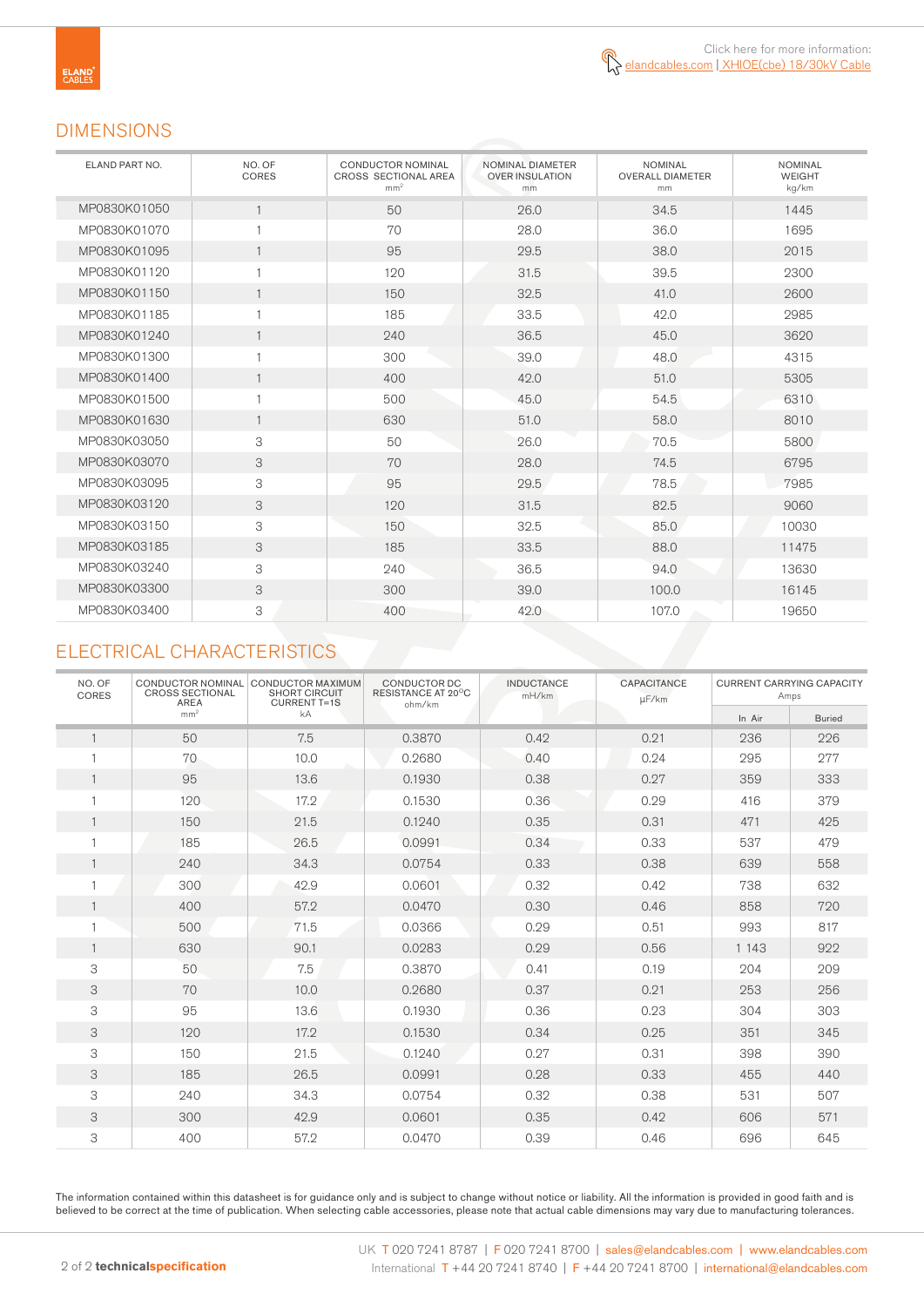Click here for more information: elandcables.com | XHIOE(cbe) 18/30kV Cable

## DIMENSIONS

| ELAND PART NO. | NO. OF CORES | CONDUCTOR NOMINAL CROSS SECTIONAL AREA mm² | NOMINAL DIAMETER OVER INSULATION mm | NOMINAL OVERALL DIAMETER mm | NOMINAL WEIGHT kg/km |
|---|---|---|---|---|---|
| MP0830K01050 | 1 | 50 | 26.0 | 34.5 | 1445 |
| MP0830K01070 | 1 | 70 | 28.0 | 36.0 | 1695 |
| MP0830K01095 | 1 | 95 | 29.5 | 38.0 | 2015 |
| MP0830K01120 | 1 | 120 | 31.5 | 39.5 | 2300 |
| MP0830K01150 | 1 | 150 | 32.5 | 41.0 | 2600 |
| MP0830K01185 | 1 | 185 | 33.5 | 42.0 | 2985 |
| MP0830K01240 | 1 | 240 | 36.5 | 45.0 | 3620 |
| MP0830K01300 | 1 | 300 | 39.0 | 48.0 | 4315 |
| MP0830K01400 | 1 | 400 | 42.0 | 51.0 | 5305 |
| MP0830K01500 | 1 | 500 | 45.0 | 54.5 | 6310 |
| MP0830K01630 | 1 | 630 | 51.0 | 58.0 | 8010 |
| MP0830K03050 | 3 | 50 | 26.0 | 70.5 | 5800 |
| MP0830K03070 | 3 | 70 | 28.0 | 74.5 | 6795 |
| MP0830K03095 | 3 | 95 | 29.5 | 78.5 | 7985 |
| MP0830K03120 | 3 | 120 | 31.5 | 82.5 | 9060 |
| MP0830K03150 | 3 | 150 | 32.5 | 85.0 | 10030 |
| MP0830K03185 | 3 | 185 | 33.5 | 88.0 | 11475 |
| MP0830K03240 | 3 | 240 | 36.5 | 94.0 | 13630 |
| MP0830K03300 | 3 | 300 | 39.0 | 100.0 | 16145 |
| MP0830K03400 | 3 | 400 | 42.0 | 107.0 | 19650 |

## ELECTRICAL CHARACTERISTICS

| NO. OF CORES | CONDUCTOR NOMINAL CROSS SECTIONAL AREA mm² | CONDUCTOR MAXIMUM SHORT CIRCUIT CURRENT T=1S kA | CONDUCTOR DC RESISTANCE AT 20°C ohm/km | INDUCTANCE mH/km | CAPACITANCE μF/km | CURRENT CARRYING CAPACITY Amps | |
|---|---|---|---|---|---|---|---|
| | | | | | | In Air | Buried |
| 1 | 50 | 7.5 | 0.3870 | 0.42 | 0.21 | 236 | 226 |
| 1 | 70 | 10.0 | 0.2680 | 0.40 | 0.24 | 295 | 277 |
| 1 | 95 | 13.6 | 0.1930 | 0.38 | 0.27 | 359 | 333 |
| 1 | 120 | 17.2 | 0.1530 | 0.36 | 0.29 | 416 | 379 |
| 1 | 150 | 21.5 | 0.1240 | 0.35 | 0.31 | 471 | 425 |
| 1 | 185 | 26.5 | 0.0991 | 0.34 | 0.33 | 537 | 479 |
| 1 | 240 | 34.3 | 0.0754 | 0.33 | 0.38 | 639 | 558 |
| 1 | 300 | 42.9 | 0.0601 | 0.32 | 0.42 | 738 | 632 |
| 1 | 400 | 57.2 | 0.0470 | 0.30 | 0.46 | 858 | 720 |
| 1 | 500 | 71.5 | 0.0366 | 0.29 | 0.51 | 993 | 817 |
| 1 | 630 | 90.1 | 0.0283 | 0.29 | 0.56 | 1 143 | 922 |
| 3 | 50 | 7.5 | 0.3870 | 0.41 | 0.19 | 204 | 209 |
| 3 | 70 | 10.0 | 0.2680 | 0.37 | 0.21 | 253 | 256 |
| 3 | 95 | 13.6 | 0.1930 | 0.36 | 0.23 | 304 | 303 |
| 3 | 120 | 17.2 | 0.1530 | 0.34 | 0.25 | 351 | 345 |
| 3 | 150 | 21.5 | 0.1240 | 0.27 | 0.31 | 398 | 390 |
| 3 | 185 | 26.5 | 0.0991 | 0.28 | 0.33 | 455 | 440 |
| 3 | 240 | 34.3 | 0.0754 | 0.32 | 0.38 | 531 | 507 |
| 3 | 300 | 42.9 | 0.0601 | 0.35 | 0.42 | 606 | 571 |
| 3 | 400 | 57.2 | 0.0470 | 0.39 | 0.46 | 696 | 645 |

The information contained within this datasheet is for guidance only and is subject to change without notice or liability. All the information is provided in good faith and is believed to be correct at the time of publication. When selecting cable accessories, please note that actual cable dimensions may vary due to manufacturing tolerances.

UK T 020 7241 8787 | F 020 7241 8700 | sales@elandcables.com | www.elandcables.com
International T +44 20 7241 8740 | F +44 20 7241 8700 | international@elandcables.com